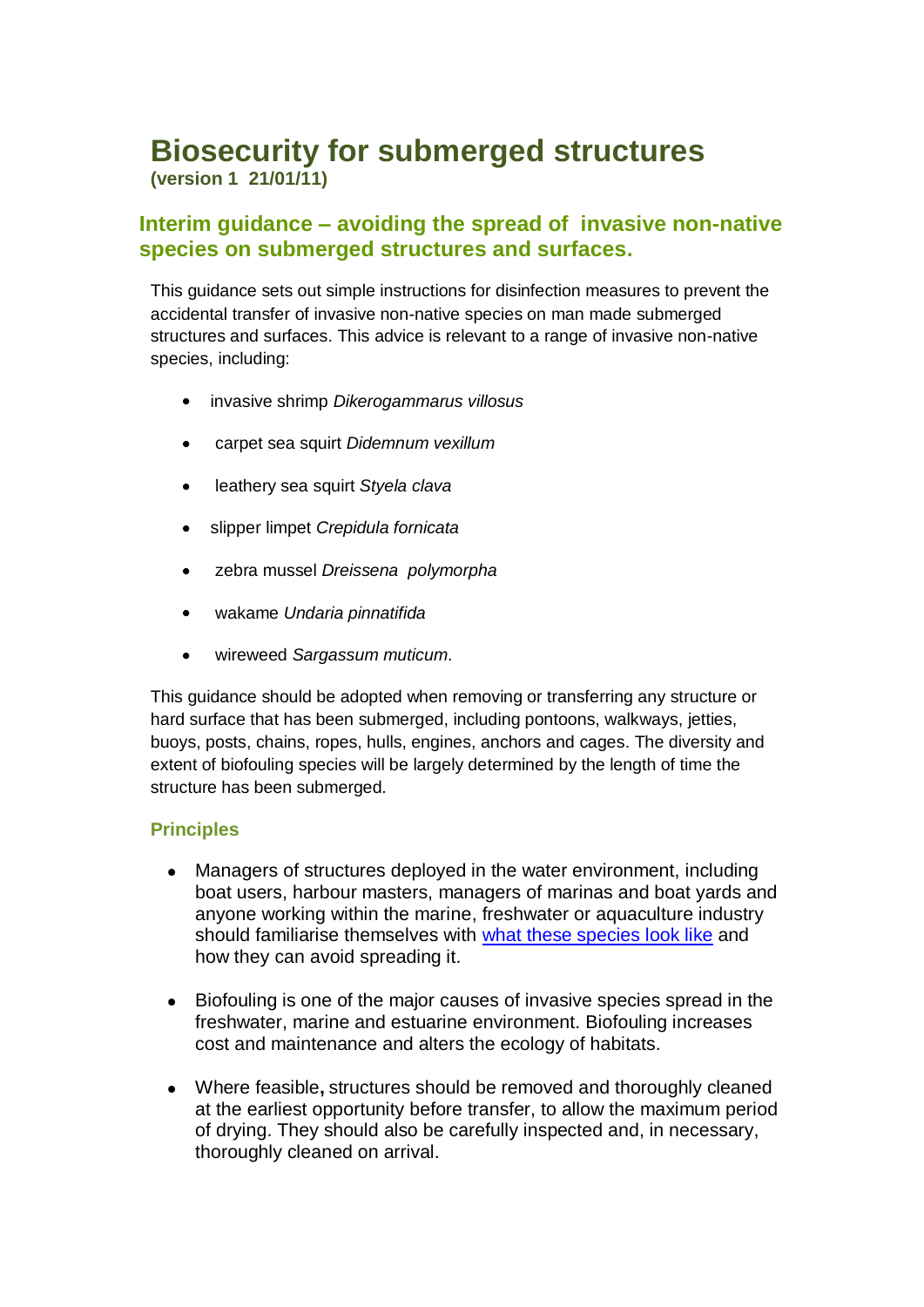# Biosecurity for submerged structures

**(version 1 21/01/11)**

## Interim guidance – avoiding the spread of invasive non-native species on submerged structures and surfaces.

This guidance sets out simple instructions for disinfection measures to prevent the accidental transfer of invasive non-native species on man made submerged structures and surfaces. This advice is relevant to a range of invasive non-native species, including:

- invasive shrimp *Dikerogammarus villosus*
- carpet sea squirt *Didemnum vexillum*
- leathery sea squirt *Styela clava*
- slipper limpet *Crepidula fornicata*
- zebra mussel *Dreissena polymorpha*
- wakame *Undaria pinnatifida*
- wireweed *Sargassum muticum*.

This guidance should be adopted when removing or transferring any structure or hard surface that has been submerged, including pontoons, walkways, jetties, buoys, posts, chains, ropes, hulls, engines, anchors and cages. The diversity and extent of biofouling species will be largely determined by the length of time the structure has been submerged.

### Principles

- Managers of structures deployed in the water environment, including boat users, harbour masters, managers of marinas and boat yards and anyone working within the marine, freshwater or aquaculture industry should familiarise themselves with what these species look like and how they can avoid spreading it.
- Biofouling is one of the major causes of invasive species spread in the freshwater, marine and estuarine environment. Biofouling increases cost and maintenance and alters the ecology of habitats.
- Where feasible**,** structures should be removed and thoroughly cleaned at the earliest opportunity before transfer, to allow the maximum period of drying. They should also be carefully inspected and, in necessary, thoroughly cleaned on arrival.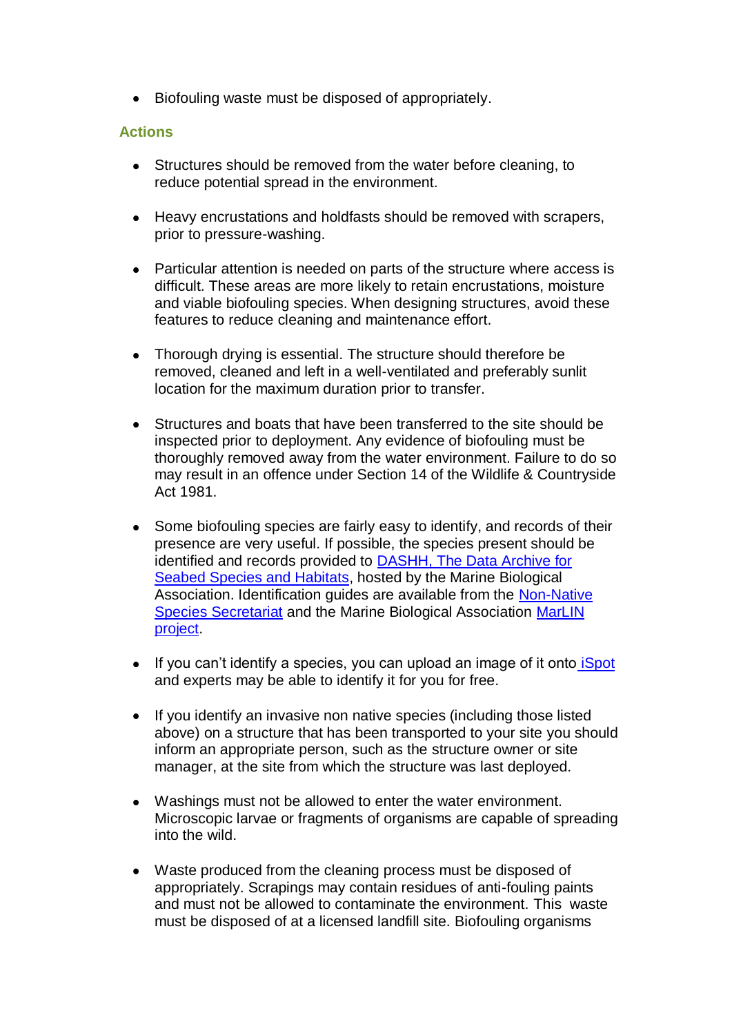- Biofouling waste must be disposed of appropriately.

### Actions

- Structures should be removed from the water before cleaning, to reduce potential spread in the environment.

- Heavy encrustations and holdfasts should be removed with scrapers, prior to pressure-washing.

- Particular attention is needed on parts of the structure where access is difficult. These areas are more likely to retain encrustations, moisture and viable biofouling species. When designing structures, avoid these features to reduce cleaning and maintenance effort.

- Thorough drying is essential. The structure should therefore be removed, cleaned and left in a well-ventilated and preferably sunlit location for the maximum duration prior to transfer.

- Structures and boats that have been transferred to the site should be inspected prior to deployment. Any evidence of biofouling must be thoroughly removed away from the water environment. Failure to do so may result in an offence under Section 14 of the Wildlife & Countryside Act 1981.

- Some biofouling species are fairly easy to identify, and records of their presence are very useful. If possible, the species present should be identified and records provided to [DASHH, The Data Archive for Seabed Species and Habitats](), hosted by the Marine Biological Association. Identification guides are available from the [Non-Native Species Secretariat]() and the Marine Biological Association [MarLIN project]().

- If you can't identify a species, you can upload an image of it onto [iSpot]() and experts may be able to identify it for you for free.

- If you identify an invasive non native species (including those listed above) on a structure that has been transported to your site you should inform an appropriate person, such as the structure owner or site manager, at the site from which the structure was last deployed.

- Washings must not be allowed to enter the water environment. Microscopic larvae or fragments of organisms are capable of spreading into the wild.

- Waste produced from the cleaning process must be disposed of appropriately. Scrapings may contain residues of anti-fouling paints and must not be allowed to contaminate the environment. This waste must be disposed of at a licensed landfill site. Biofouling organisms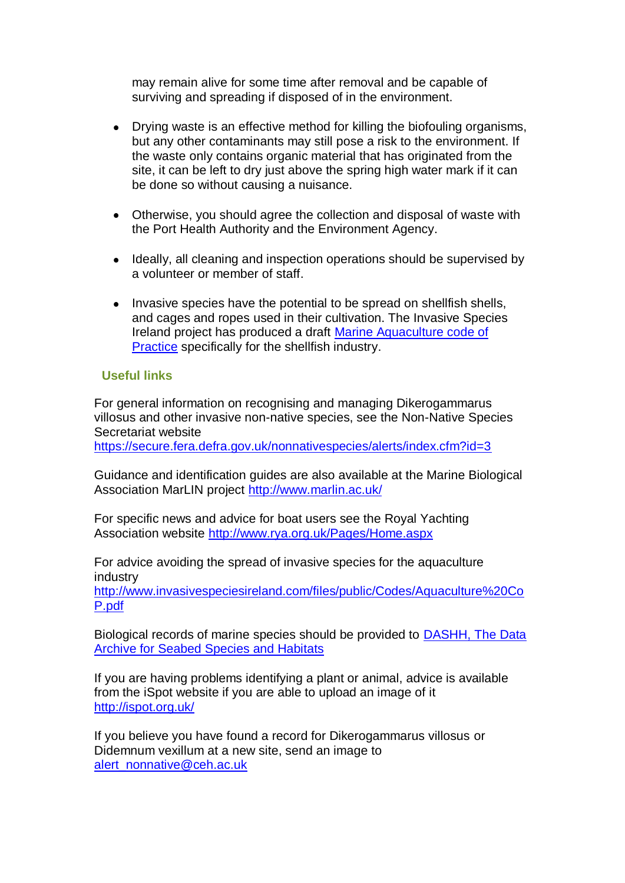may remain alive for some time after removal and be capable of surviving and spreading if disposed of in the environment.

- Drying waste is an effective method for killing the biofouling organisms, but any other contaminants may still pose a risk to the environment. If the waste only contains organic material that has originated from the site, it can be left to dry just above the spring high water mark if it can be done so without causing a nuisance.

- Otherwise, you should agree the collection and disposal of waste with the Port Health Authority and the Environment Agency.

- Ideally, all cleaning and inspection operations should be supervised by a volunteer or member of staff.

- Invasive species have the potential to be spread on shellfish shells, and cages and ropes used in their cultivation. The Invasive Species Ireland project has produced a draft [Marine Aquaculture code of Practice] specifically for the shellfish industry.

## Useful links

For general information on recognising and managing Dikerogammarus villosus and other invasive non-native species, see the Non-Native Species Secretariat website https://secure.fera.defra.gov.uk/nonnativespecies/alerts/index.cfm?id=3

Guidance and identification guides are also available at the Marine Biological Association MarLIN project http://www.marlin.ac.uk/

For specific news and advice for boat users see the Royal Yachting Association website http://www.rya.org.uk/Pages/Home.aspx

For advice avoiding the spread of invasive species for the aquaculture industry http://www.invasivespeciesireland.com/files/public/Codes/Aquaculture%20CoP.pdf

Biological records of marine species should be provided to [DASHH, The Data Archive for Seabed Species and Habitats]

If you are having problems identifying a plant or animal, advice is available from the iSpot website if you are able to upload an image of it http://ispot.org.uk/

If you believe you have found a record for Dikerogammarus villosus or Didemnum vexillum at a new site, send an image to alert_nonnative@ceh.ac.uk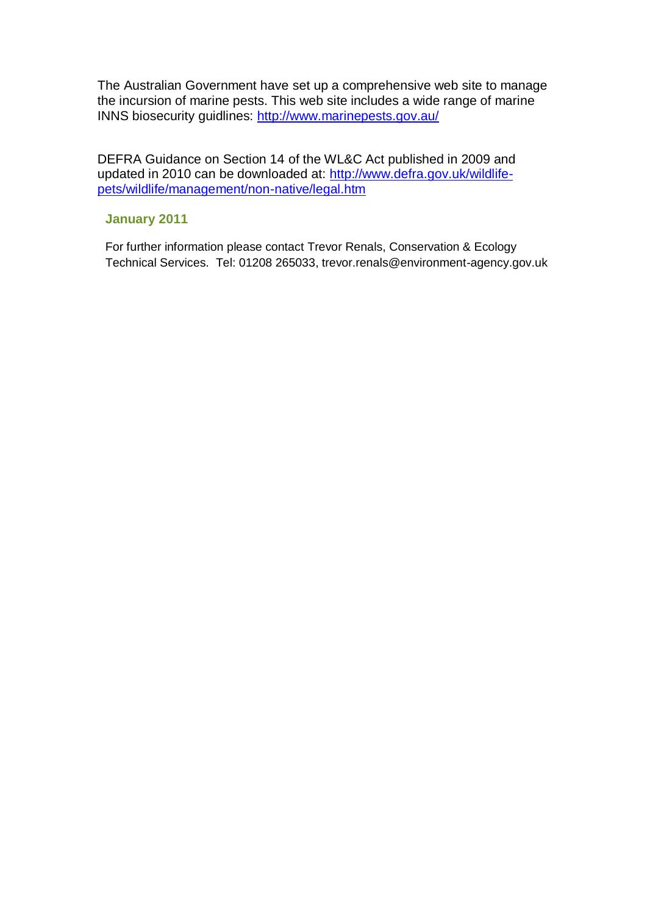The Australian Government have set up a comprehensive web site to manage the incursion of marine pests. This web site includes a wide range of marine INNS biosecurity guidlines: http://www.marinepests.gov.au/

DEFRA Guidance on Section 14 of the WL&C Act published in 2009 and updated in 2010 can be downloaded at: http://www.defra.gov.uk/wildlife-pets/wildlife/management/non-native/legal.htm

**January 2011**

For further information please contact Trevor Renals, Conservation & Ecology Technical Services. Tel: 01208 265033, trevor.renals@environment-agency.gov.uk